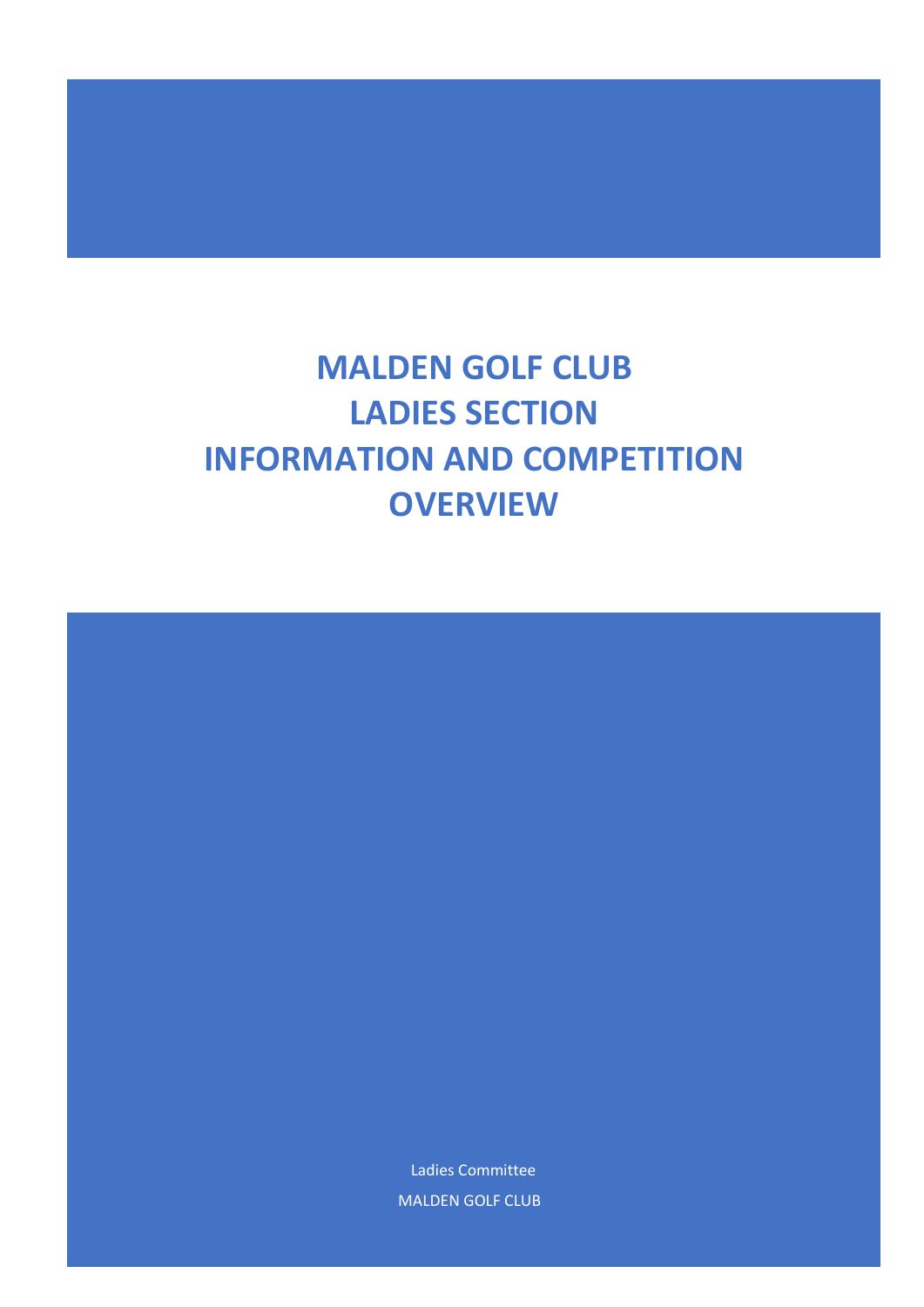# MALDEN GOLF CLUB
# LADIES SECTION
# INFORMATION AND COMPETITION OVERVIEW

Ladies Committee

MALDEN GOLF CLUB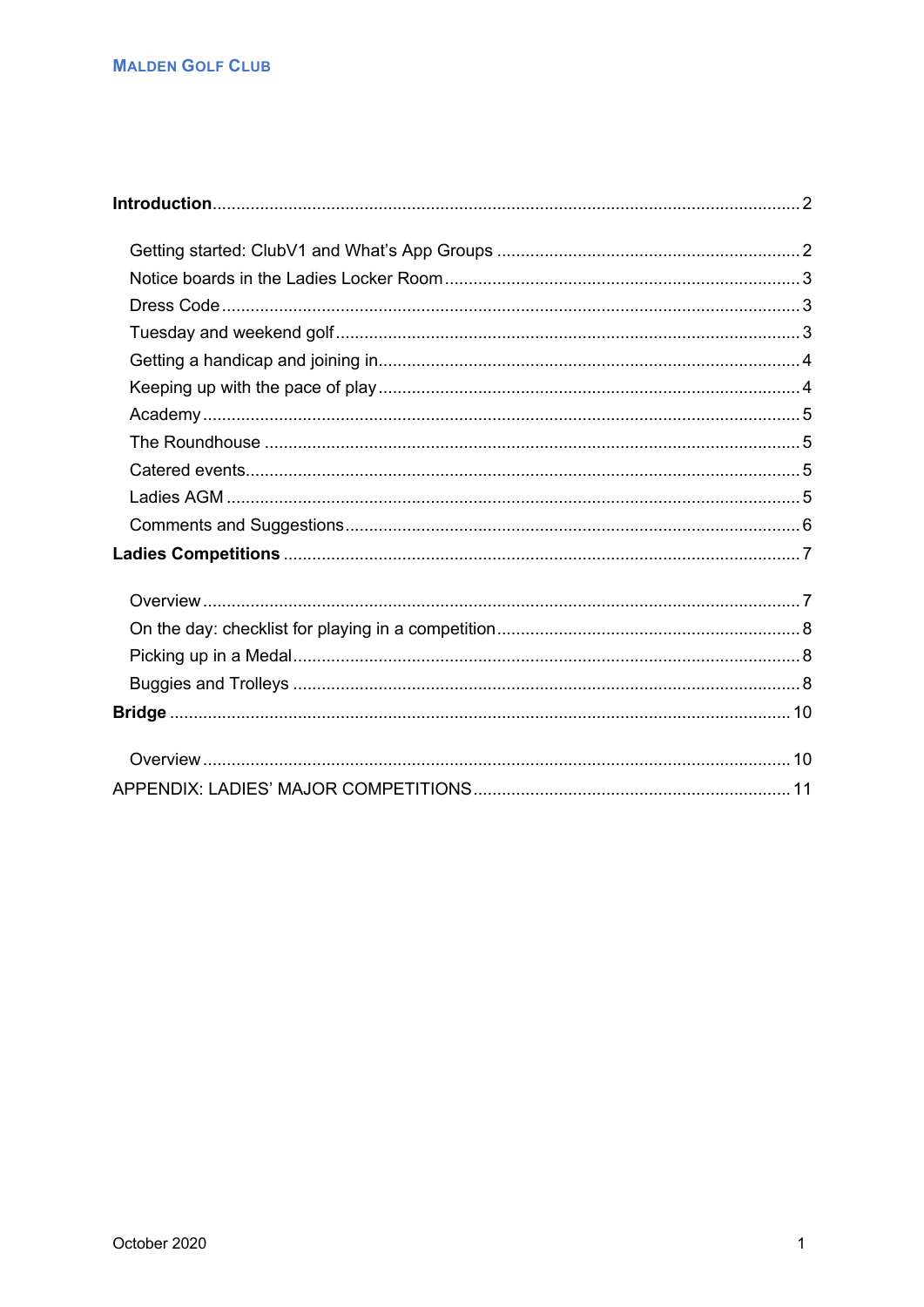**Introduction** .......... 2

Getting started: ClubV1 and What's App Groups .......... 2
Notice boards in the Ladies Locker Room .......... 3
Dress Code .......... 3
Tuesday and weekend golf .......... 3
Getting a handicap and joining in .......... 4
Keeping up with the pace of play .......... 4
Academy .......... 5
The Roundhouse .......... 5
Catered events .......... 5
Ladies AGM .......... 5
Comments and Suggestions .......... 6

**Ladies Competitions** .......... 7

Overview .......... 7
On the day: checklist for playing in a competition .......... 8
Picking up in a Medal .......... 8
Buggies and Trolleys .......... 8

**Bridge** .......... 10

Overview .......... 10

APPENDIX: LADIES' MAJOR COMPETITIONS .......... 11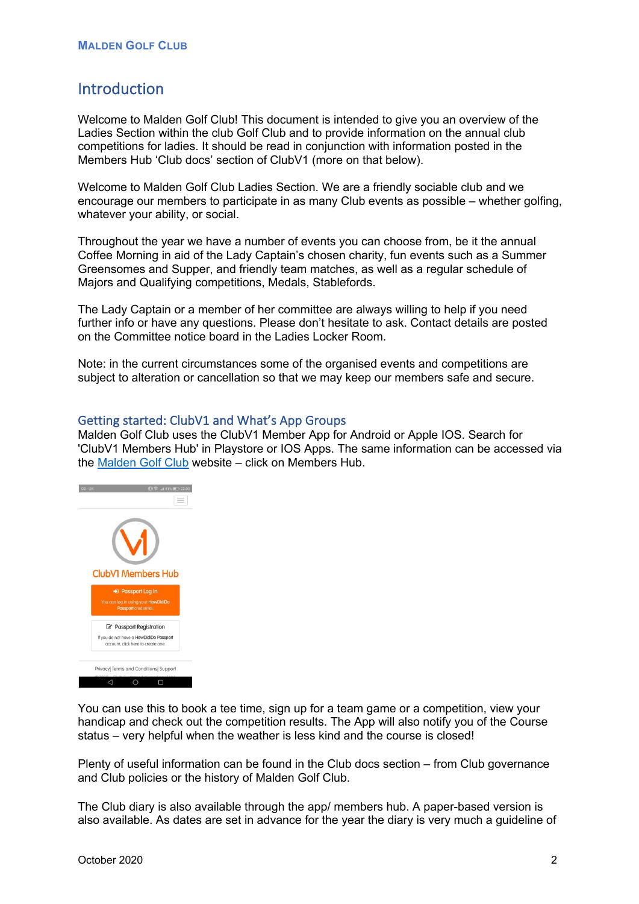# Introduction

Welcome to Malden Golf Club! This document is intended to give you an overview of the Ladies Section within the club Golf Club and to provide information on the annual club competitions for ladies. It should be read in conjunction with information posted in the Members Hub 'Club docs' section of ClubV1 (more on that below).

Welcome to Malden Golf Club Ladies Section. We are a friendly sociable club and we encourage our members to participate in as many Club events as possible – whether golfing, whatever your ability, or social.

Throughout the year we have a number of events you can choose from, be it the annual Coffee Morning in aid of the Lady Captain's chosen charity, fun events such as a Summer Greensomes and Supper, and friendly team matches, as well as a regular schedule of Majors and Qualifying competitions, Medals, Stablefords.

The Lady Captain or a member of her committee are always willing to help if you need further info or have any questions. Please don't hesitate to ask. Contact details are posted on the Committee notice board in the Ladies Locker Room.

Note: in the current circumstances some of the organised events and competitions are subject to alteration or cancellation so that we may keep our members safe and secure.

## Getting started: ClubV1 and What's App Groups

Malden Golf Club uses the ClubV1 Member App for Android or Apple IOS. Search for 'ClubV1 Members Hub' in Playstore or IOS Apps. The same information can be accessed via the Malden Golf Club website – click on Members Hub.

You can use this to book a tee time, sign up for a team game or a competition, view your handicap and check out the competition results. The App will also notify you of the Course status – very helpful when the weather is less kind and the course is closed!

Plenty of useful information can be found in the Club docs section – from Club governance and Club policies or the history of Malden Golf Club.

The Club diary is also available through the app/ members hub. A paper-based version is also available. As dates are set in advance for the year the diary is very much a guideline of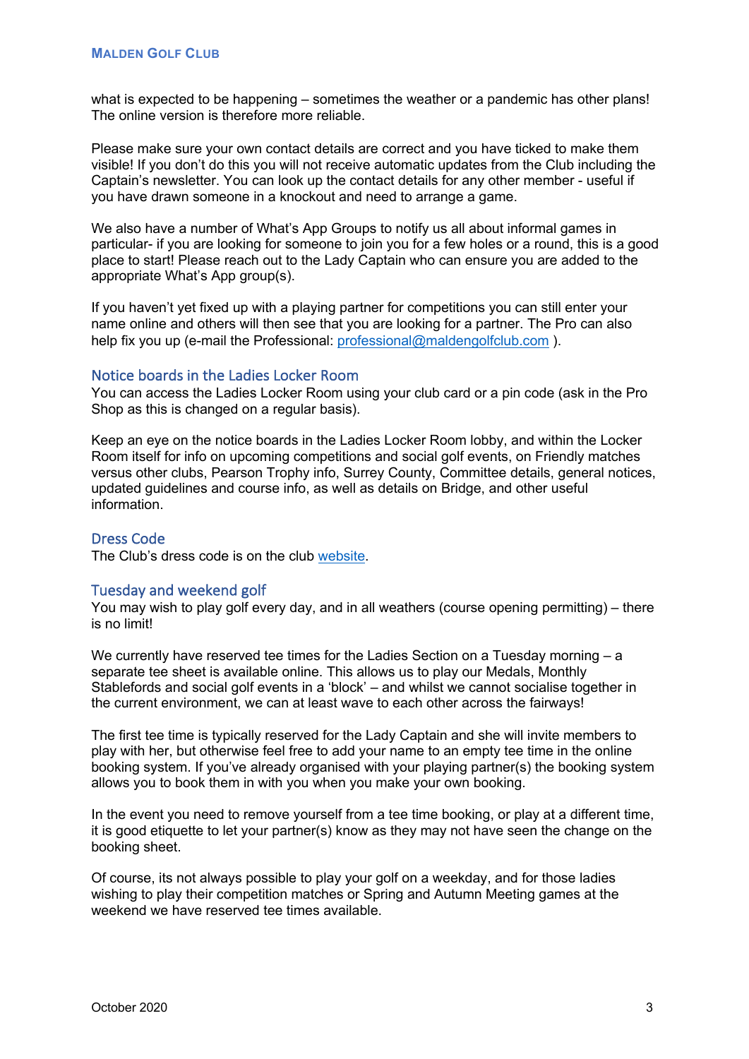what is expected to be happening – sometimes the weather or a pandemic has other plans! The online version is therefore more reliable.

Please make sure your own contact details are correct and you have ticked to make them visible! If you don't do this you will not receive automatic updates from the Club including the Captain's newsletter. You can look up the contact details for any other member - useful if you have drawn someone in a knockout and need to arrange a game.

We also have a number of What's App Groups to notify us all about informal games in particular- if you are looking for someone to join you for a few holes or a round, this is a good place to start! Please reach out to the Lady Captain who can ensure you are added to the appropriate What's App group(s).

If you haven't yet fixed up with a playing partner for competitions you can still enter your name online and others will then see that you are looking for a partner. The Pro can also help fix you up (e-mail the Professional: professional@maldengolfclub.com ).

## Notice boards in the Ladies Locker Room

You can access the Ladies Locker Room using your club card or a pin code (ask in the Pro Shop as this is changed on a regular basis).

Keep an eye on the notice boards in the Ladies Locker Room lobby, and within the Locker Room itself for info on upcoming competitions and social golf events, on Friendly matches versus other clubs, Pearson Trophy info, Surrey County, Committee details, general notices, updated guidelines and course info, as well as details on Bridge, and other useful information.

## Dress Code

The Club's dress code is on the club website.

## Tuesday and weekend golf

You may wish to play golf every day, and in all weathers (course opening permitting) – there is no limit!

We currently have reserved tee times for the Ladies Section on a Tuesday morning – a separate tee sheet is available online. This allows us to play our Medals, Monthly Stablefords and social golf events in a 'block' – and whilst we cannot socialise together in the current environment, we can at least wave to each other across the fairways!

The first tee time is typically reserved for the Lady Captain and she will invite members to play with her, but otherwise feel free to add your name to an empty tee time in the online booking system. If you've already organised with your playing partner(s) the booking system allows you to book them in with you when you make your own booking.

In the event you need to remove yourself from a tee time booking, or play at a different time, it is good etiquette to let your partner(s) know as they may not have seen the change on the booking sheet.

Of course, its not always possible to play your golf on a weekday, and for those ladies wishing to play their competition matches or Spring and Autumn Meeting games at the weekend we have reserved tee times available.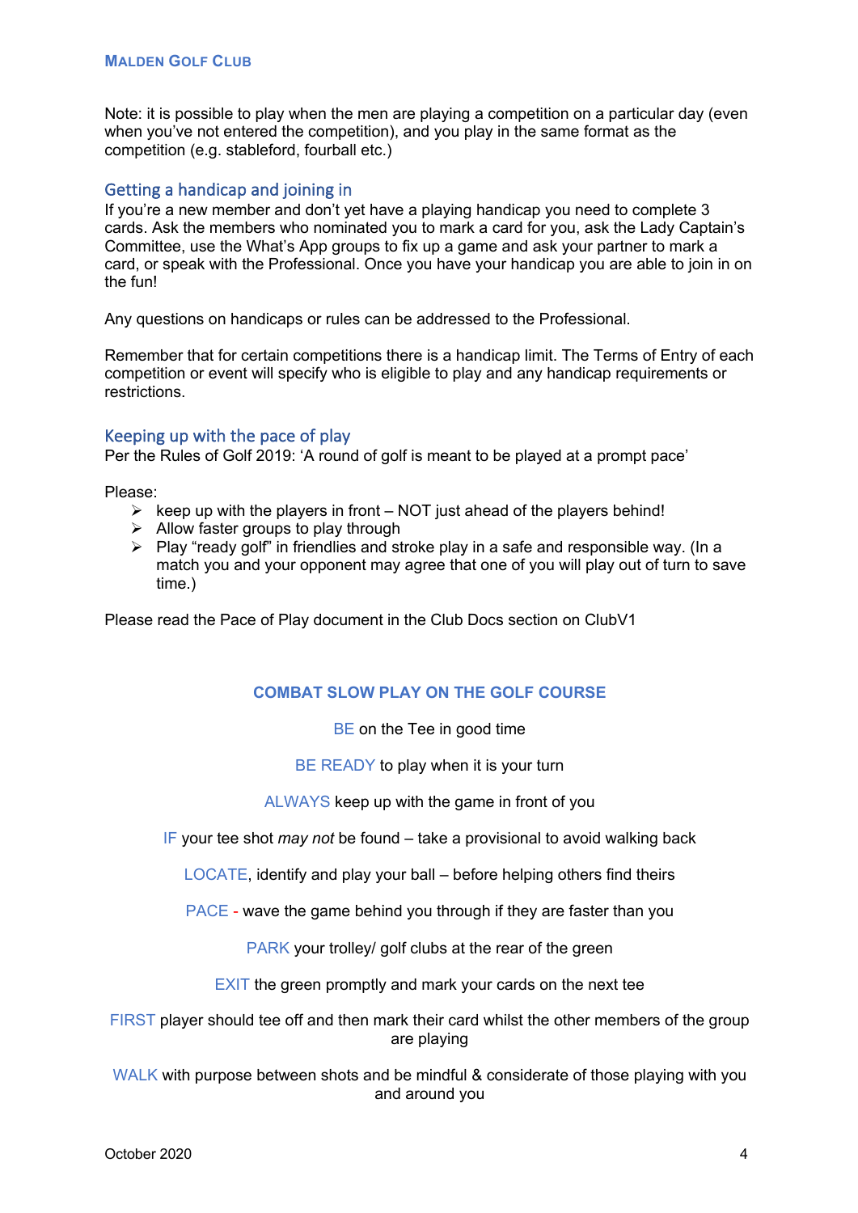Note: it is possible to play when the men are playing a competition on a particular day (even when you've not entered the competition), and you play in the same format as the competition (e.g. stableford, fourball etc.)

## Getting a handicap and joining in

If you're a new member and don't yet have a playing handicap you need to complete 3 cards. Ask the members who nominated you to mark a card for you, ask the Lady Captain's Committee, use the What's App groups to fix up a game and ask your partner to mark a card, or speak with the Professional. Once you have your handicap you are able to join in on the fun!

Any questions on handicaps or rules can be addressed to the Professional.

Remember that for certain competitions there is a handicap limit. The Terms of Entry of each competition or event will specify who is eligible to play and any handicap requirements or restrictions.

## Keeping up with the pace of play

Per the Rules of Golf 2019: 'A round of golf is meant to be played at a prompt pace'

Please:

- keep up with the players in front – NOT just ahead of the players behind!
- Allow faster groups to play through
- Play "ready golf" in friendlies and stroke play in a safe and responsible way. (In a match you and your opponent may agree that one of you will play out of turn to save time.)

Please read the Pace of Play document in the Club Docs section on ClubV1

### COMBAT SLOW PLAY ON THE GOLF COURSE

BE on the Tee in good time

BE READY to play when it is your turn

ALWAYS keep up with the game in front of you

IF your tee shot *may not* be found – take a provisional to avoid walking back

LOCATE, identify and play your ball – before helping others find theirs

PACE - wave the game behind you through if they are faster than you

PARK your trolley/ golf clubs at the rear of the green

EXIT the green promptly and mark your cards on the next tee

FIRST player should tee off and then mark their card whilst the other members of the group are playing

WALK with purpose between shots and be mindful & considerate of those playing with you and around you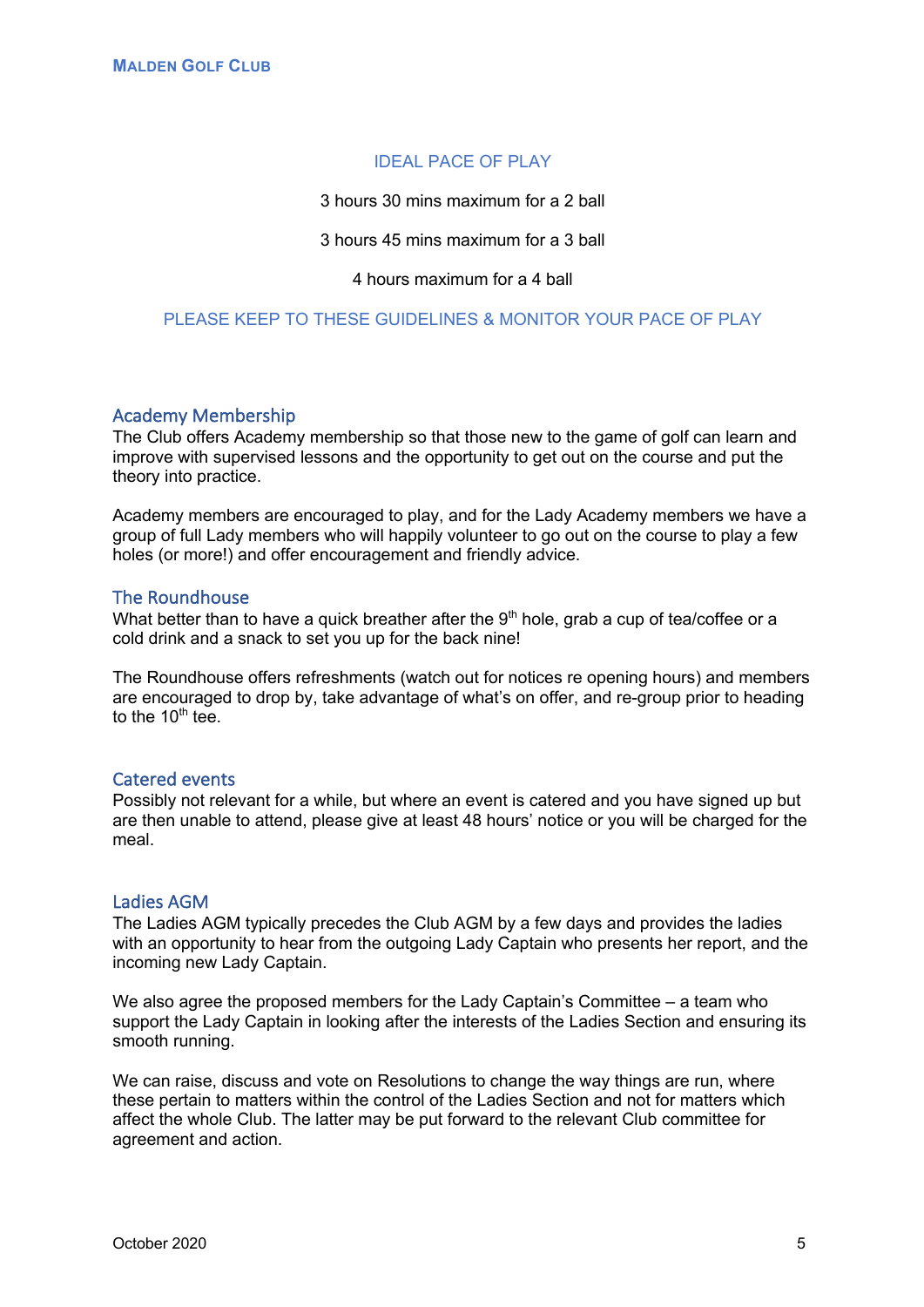## IDEAL PACE OF PLAY

3 hours 30 mins maximum for a 2 ball

3 hours 45 mins maximum for a 3 ball

4 hours maximum for a 4 ball

PLEASE KEEP TO THESE GUIDELINES & MONITOR YOUR PACE OF PLAY

## Academy Membership

The Club offers Academy membership so that those new to the game of golf can learn and improve with supervised lessons and the opportunity to get out on the course and put the theory into practice.

Academy members are encouraged to play, and for the Lady Academy members we have a group of full Lady members who will happily volunteer to go out on the course to play a few holes (or more!) and offer encouragement and friendly advice.

## The Roundhouse

What better than to have a quick breather after the 9th hole, grab a cup of tea/coffee or a cold drink and a snack to set you up for the back nine!

The Roundhouse offers refreshments (watch out for notices re opening hours) and members are encouraged to drop by, take advantage of what's on offer, and re-group prior to heading to the 10th tee.

## Catered events

Possibly not relevant for a while, but where an event is catered and you have signed up but are then unable to attend, please give at least 48 hours' notice or you will be charged for the meal.

## Ladies AGM

The Ladies AGM typically precedes the Club AGM by a few days and provides the ladies with an opportunity to hear from the outgoing Lady Captain who presents her report, and the incoming new Lady Captain.

We also agree the proposed members for the Lady Captain's Committee – a team who support the Lady Captain in looking after the interests of the Ladies Section and ensuring its smooth running.

We can raise, discuss and vote on Resolutions to change the way things are run, where these pertain to matters within the control of the Ladies Section and not for matters which affect the whole Club. The latter may be put forward to the relevant Club committee for agreement and action.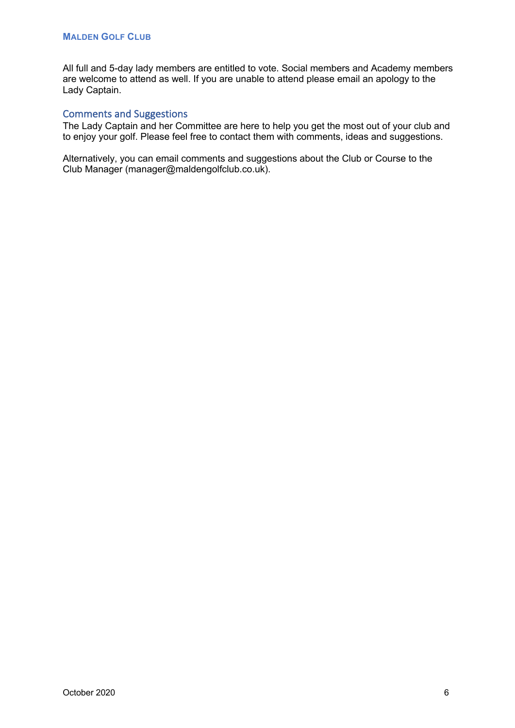All full and 5-day lady members are entitled to vote. Social members and Academy members are welcome to attend as well. If you are unable to attend please email an apology to the Lady Captain.

## Comments and Suggestions

The Lady Captain and her Committee are here to help you get the most out of your club and to enjoy your golf. Please feel free to contact them with comments, ideas and suggestions.

Alternatively, you can email comments and suggestions about the Club or Course to the Club Manager (manager@maldengolfclub.co.uk).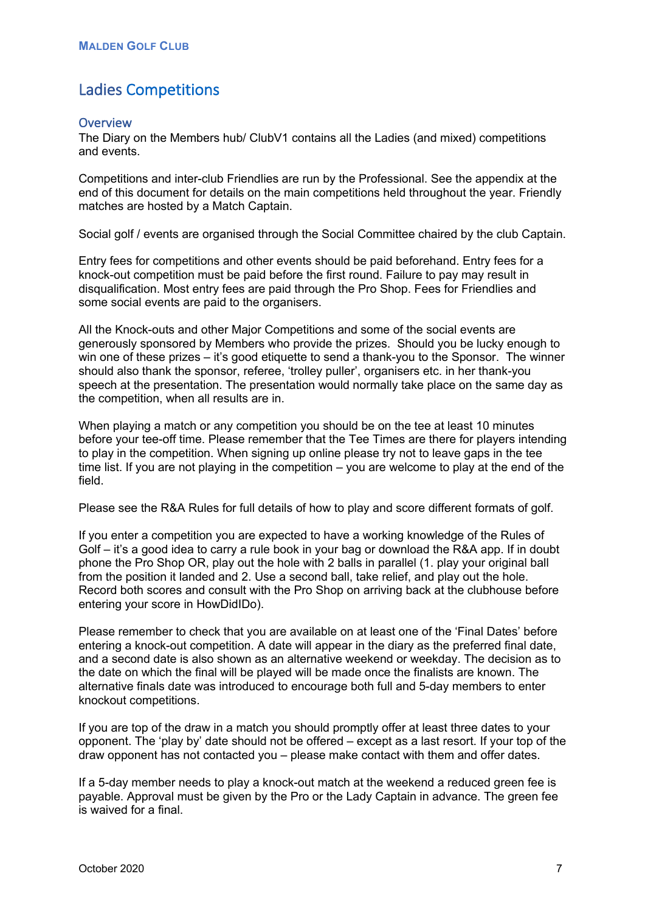# Ladies Competitions

## Overview

The Diary on the Members hub/ ClubV1 contains all the Ladies (and mixed) competitions and events.

Competitions and inter-club Friendlies are run by the Professional. See the appendix at the end of this document for details on the main competitions held throughout the year. Friendly matches are hosted by a Match Captain.

Social golf / events are organised through the Social Committee chaired by the club Captain.

Entry fees for competitions and other events should be paid beforehand. Entry fees for a knock-out competition must be paid before the first round. Failure to pay may result in disqualification. Most entry fees are paid through the Pro Shop. Fees for Friendlies and some social events are paid to the organisers.

All the Knock-outs and other Major Competitions and some of the social events are generously sponsored by Members who provide the prizes. Should you be lucky enough to win one of these prizes – it's good etiquette to send a thank-you to the Sponsor. The winner should also thank the sponsor, referee, 'trolley puller', organisers etc. in her thank-you speech at the presentation. The presentation would normally take place on the same day as the competition, when all results are in.

When playing a match or any competition you should be on the tee at least 10 minutes before your tee-off time. Please remember that the Tee Times are there for players intending to play in the competition. When signing up online please try not to leave gaps in the tee time list. If you are not playing in the competition – you are welcome to play at the end of the field.

Please see the R&A Rules for full details of how to play and score different formats of golf.

If you enter a competition you are expected to have a working knowledge of the Rules of Golf – it's a good idea to carry a rule book in your bag or download the R&A app. If in doubt phone the Pro Shop OR, play out the hole with 2 balls in parallel (1. play your original ball from the position it landed and 2. Use a second ball, take relief, and play out the hole. Record both scores and consult with the Pro Shop on arriving back at the clubhouse before entering your score in HowDidIDo).

Please remember to check that you are available on at least one of the 'Final Dates' before entering a knock-out competition. A date will appear in the diary as the preferred final date, and a second date is also shown as an alternative weekend or weekday. The decision as to the date on which the final will be played will be made once the finalists are known. The alternative finals date was introduced to encourage both full and 5-day members to enter knockout competitions.

If you are top of the draw in a match you should promptly offer at least three dates to your opponent. The 'play by' date should not be offered – except as a last resort. If your top of the draw opponent has not contacted you – please make contact with them and offer dates.

If a 5-day member needs to play a knock-out match at the weekend a reduced green fee is payable. Approval must be given by the Pro or the Lady Captain in advance. The green fee is waived for a final.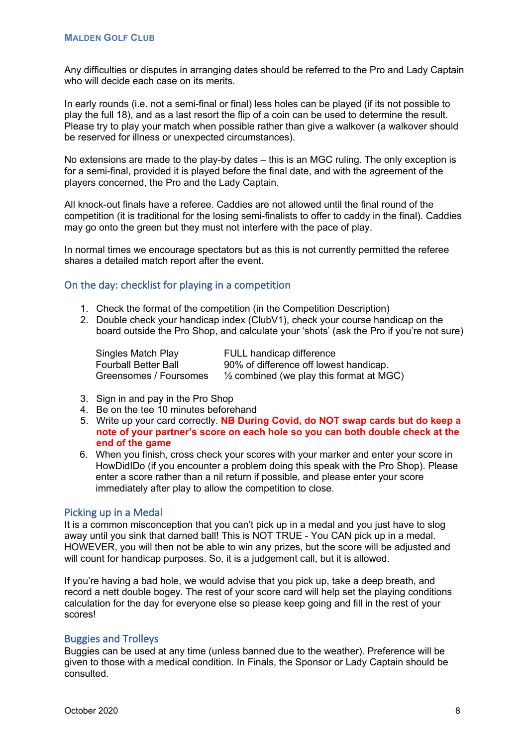Any difficulties or disputes in arranging dates should be referred to the Pro and Lady Captain who will decide each case on its merits.

In early rounds (i.e. not a semi-final or final) less holes can be played (if its not possible to play the full 18), and as a last resort the flip of a coin can be used to determine the result. Please try to play your match when possible rather than give a walkover (a walkover should be reserved for illness or unexpected circumstances).

No extensions are made to the play-by dates – this is an MGC ruling. The only exception is for a semi-final, provided it is played before the final date, and with the agreement of the players concerned, the Pro and the Lady Captain.

All knock-out finals have a referee. Caddies are not allowed until the final round of the competition (it is traditional for the losing semi-finalists to offer to caddy in the final). Caddies may go onto the green but they must not interfere with the pace of play.

In normal times we encourage spectators but as this is not currently permitted the referee shares a detailed match report after the event.

## On the day: checklist for playing in a competition

1. Check the format of the competition (in the Competition Description)
2. Double check your handicap index (ClubV1), check your course handicap on the board outside the Pro Shop, and calculate your 'shots' (ask the Pro if you're not sure)

| | |
|---|---|
| Singles Match Play | FULL handicap difference |
| Fourball Better Ball | 90% of difference off lowest handicap. |
| Greensomes / Foursomes | ½ combined (we play this format at MGC) |

3. Sign in and pay in the Pro Shop
4. Be on the tee 10 minutes beforehand
5. Write up your card correctly. **NB During Covid, do NOT swap cards but do keep a note of your partner's score on each hole so you can both double check at the end of the game**
6. When you finish, cross check your scores with your marker and enter your score in HowDidIDo (if you encounter a problem doing this speak with the Pro Shop). Please enter a score rather than a nil return if possible, and please enter your score immediately after play to allow the competition to close.

## Picking up in a Medal

It is a common misconception that you can't pick up in a medal and you just have to slog away until you sink that darned ball! This is NOT TRUE - You CAN pick up in a medal. HOWEVER, you will then not be able to win any prizes, but the score will be adjusted and will count for handicap purposes. So, it is a judgement call, but it is allowed.

If you're having a bad hole, we would advise that you pick up, take a deep breath, and record a nett double bogey. The rest of your score card will help set the playing conditions calculation for the day for everyone else so please keep going and fill in the rest of your scores!

## Buggies and Trolleys

Buggies can be used at any time (unless banned due to the weather). Preference will be given to those with a medical condition. In Finals, the Sponsor or Lady Captain should be consulted.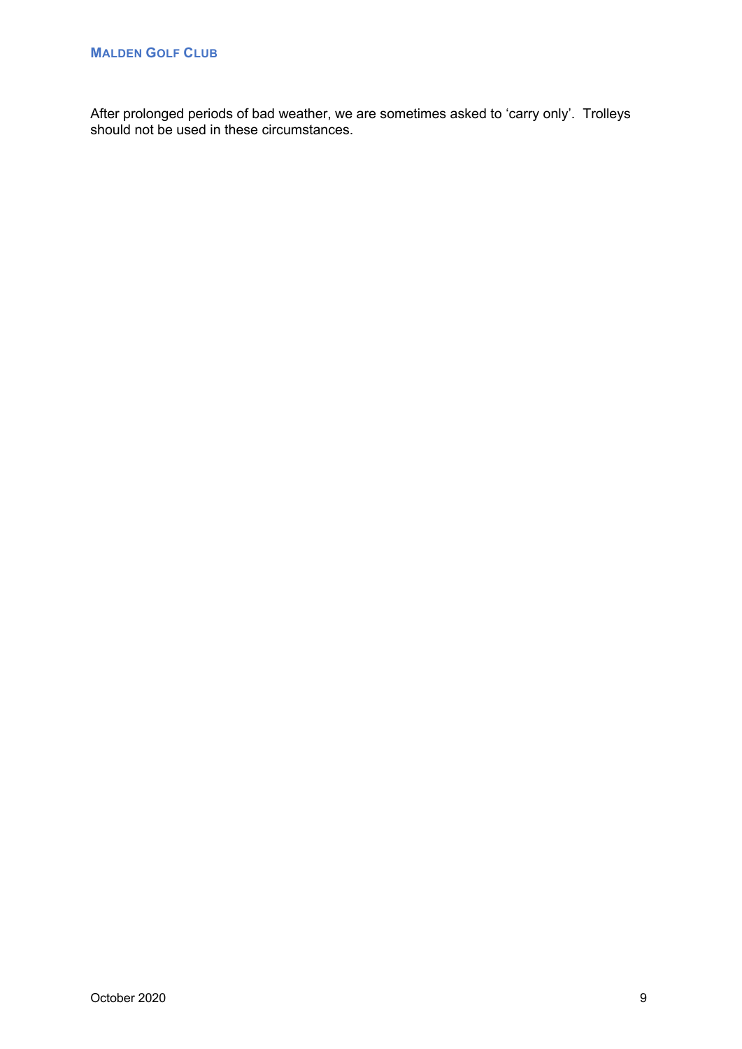After prolonged periods of bad weather, we are sometimes asked to 'carry only'. Trolleys should not be used in these circumstances.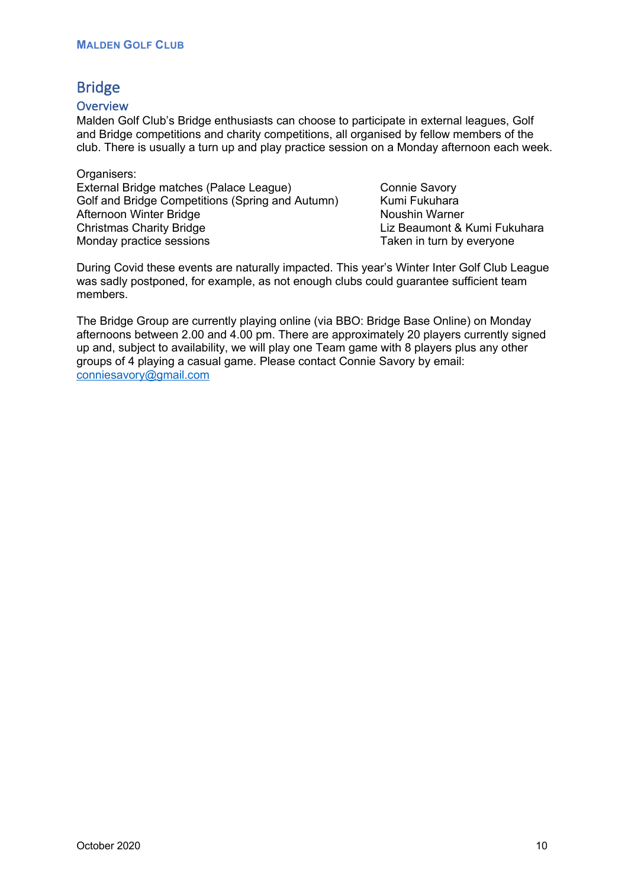# Bridge

## Overview

Malden Golf Club's Bridge enthusiasts can choose to participate in external leagues, Golf and Bridge competitions and charity competitions, all organised by fellow members of the club. There is usually a turn up and play practice session on a Monday afternoon each week.

Organisers:

| | |
|---|---|
| External Bridge matches (Palace League) | Connie Savory |
| Golf and Bridge Competitions (Spring and Autumn) | Kumi Fukuhara |
| Afternoon Winter Bridge | Noushin Warner |
| Christmas Charity Bridge | Liz Beaumont & Kumi Fukuhara |
| Monday practice sessions | Taken in turn by everyone |

During Covid these events are naturally impacted. This year's Winter Inter Golf Club League was sadly postponed, for example, as not enough clubs could guarantee sufficient team members.

The Bridge Group are currently playing online (via BBO: Bridge Base Online) on Monday afternoons between 2.00 and 4.00 pm. There are approximately 20 players currently signed up and, subject to availability, we will play one Team game with 8 players plus any other groups of 4 playing a casual game. Please contact Connie Savory by email: conniesavory@gmail.com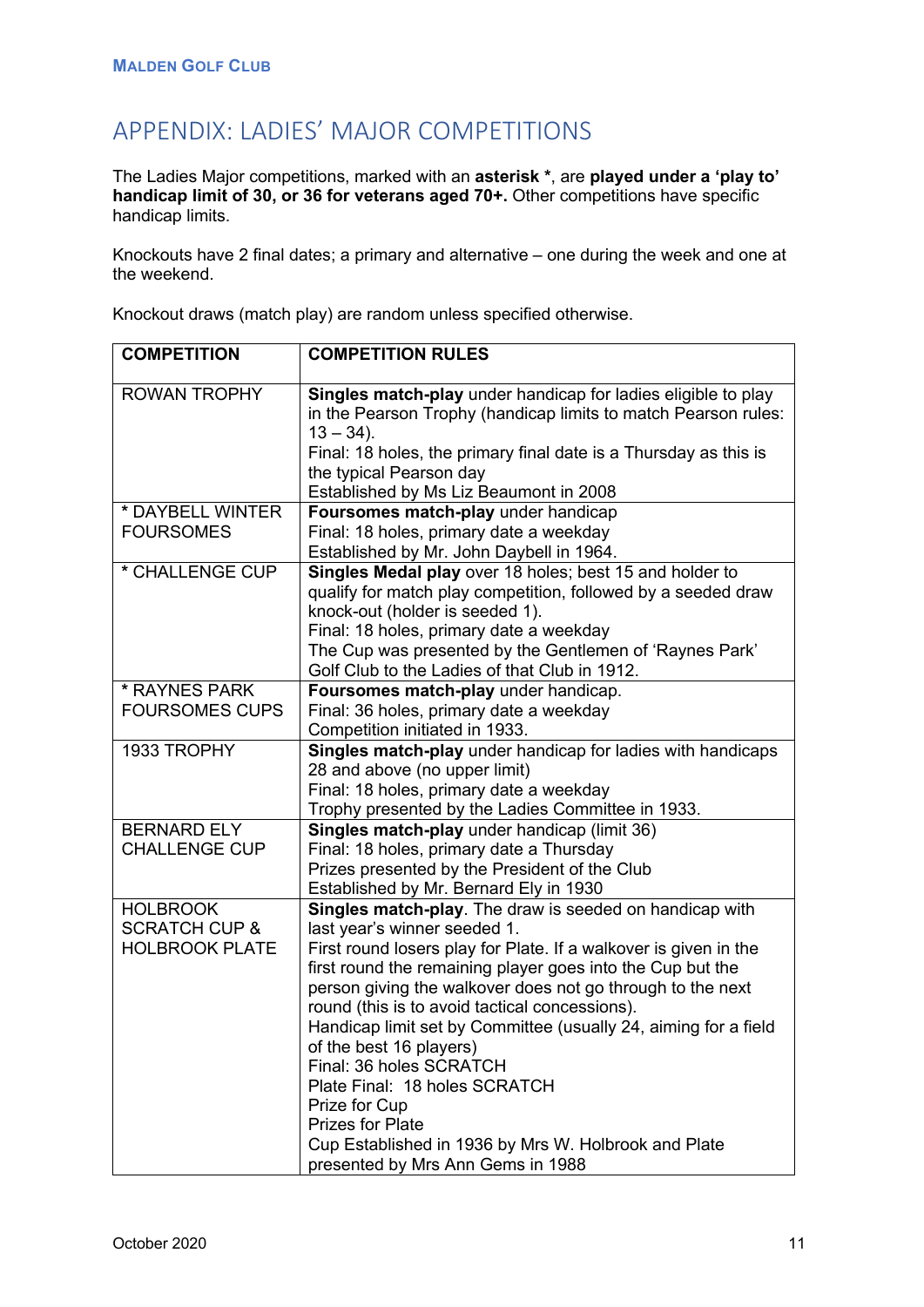# APPENDIX: LADIES' MAJOR COMPETITIONS

The Ladies Major competitions, marked with an **asterisk ***, are **played under a 'play to' handicap limit of 30, or 36 for veterans aged 70+.** Other competitions have specific handicap limits.

Knockouts have 2 final dates; a primary and alternative – one during the week and one at the weekend.

Knockout draws (match play) are random unless specified otherwise.

| COMPETITION | COMPETITION RULES |
|---|---|
| ROWAN TROPHY | **Singles match-play** under handicap for ladies eligible to play in the Pearson Trophy (handicap limits to match Pearson rules: 13 – 34).<br>Final: 18 holes, the primary final date is a Thursday as this is the typical Pearson day<br>Established by Ms Liz Beaumont in 2008 |
| * DAYBELL WINTER FOURSOMES | **Foursomes match-play** under handicap<br>Final: 18 holes, primary date a weekday<br>Established by Mr. John Daybell in 1964. |
| * CHALLENGE CUP | **Singles Medal play** over 18 holes; best 15 and holder to qualify for match play competition, followed by a seeded draw knock-out (holder is seeded 1).<br>Final: 18 holes, primary date a weekday<br>The Cup was presented by the Gentlemen of 'Raynes Park' Golf Club to the Ladies of that Club in 1912. |
| * RAYNES PARK FOURSOMES CUPS | **Foursomes match-play** under handicap.<br>Final: 36 holes, primary date a weekday<br>Competition initiated in 1933. |
| 1933 TROPHY | **Singles match-play** under handicap for ladies with handicaps 28 and above (no upper limit)<br>Final: 18 holes, primary date a weekday<br>Trophy presented by the Ladies Committee in 1933. |
| BERNARD ELY CHALLENGE CUP | **Singles match-play** under handicap (limit 36)<br>Final: 18 holes, primary date a Thursday<br>Prizes presented by the President of the Club<br>Established by Mr. Bernard Ely in 1930 |
| HOLBROOK SCRATCH CUP & HOLBROOK PLATE | **Singles match-play**. The draw is seeded on handicap with last year's winner seeded 1.<br>First round losers play for Plate. If a walkover is given in the first round the remaining player goes into the Cup but the person giving the walkover does not go through to the next round (this is to avoid tactical concessions).<br>Handicap limit set by Committee (usually 24, aiming for a field of the best 16 players)<br>Final: 36 holes SCRATCH<br>Plate Final: 18 holes SCRATCH<br>Prize for Cup<br>Prizes for Plate<br>Cup Established in 1936 by Mrs W. Holbrook and Plate presented by Mrs Ann Gems in 1988 |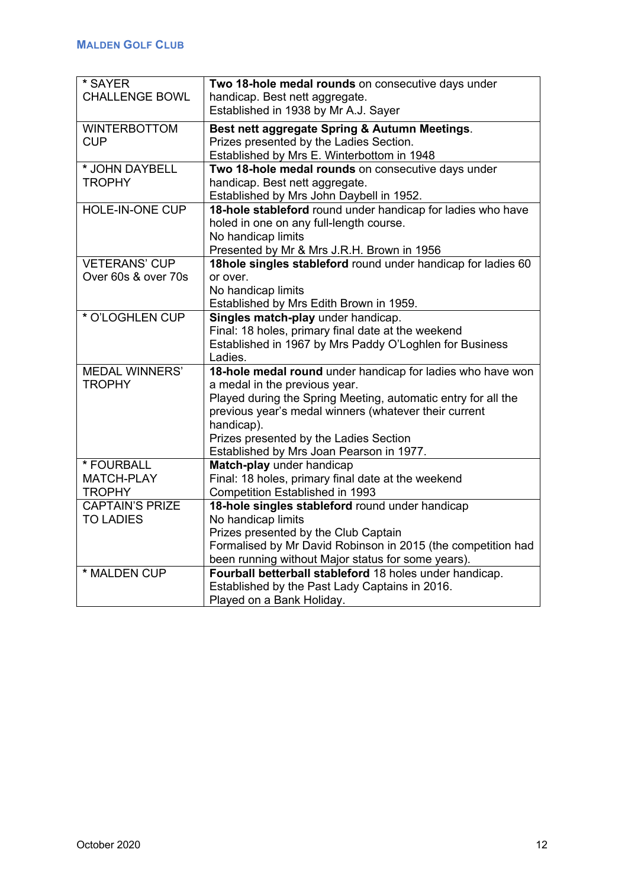| | |
|---|---|
| * SAYER CHALLENGE BOWL | **Two 18-hole medal rounds** on consecutive days under handicap. Best nett aggregate.<br>Established in 1938 by Mr A.J. Sayer |
| WINTERBOTTOM CUP | **Best nett aggregate Spring & Autumn Meetings**.<br>Prizes presented by the Ladies Section.<br>Established by Mrs E. Winterbottom in 1948 |
| * JOHN DAYBELL TROPHY | **Two 18-hole medal rounds** on consecutive days under handicap. Best nett aggregate.<br>Established by Mrs John Daybell in 1952. |
| HOLE-IN-ONE CUP | **18-hole stableford** round under handicap for ladies who have holed in one on any full-length course.<br>No handicap limits<br>Presented by Mr & Mrs J.R.H. Brown in 1956 |
| VETERANS' CUP Over 60s & over 70s | **18hole singles stableford** round under handicap for ladies 60 or over.<br>No handicap limits<br>Established by Mrs Edith Brown in 1959. |
| * O'LOGHLEN CUP | **Singles match-play** under handicap.<br>Final: 18 holes, primary final date at the weekend<br>Established in 1967 by Mrs Paddy O'Loghlen for Business Ladies. |
| MEDAL WINNERS' TROPHY | **18-hole medal round** under handicap for ladies who have won a medal in the previous year.<br>Played during the Spring Meeting, automatic entry for all the previous year's medal winners (whatever their current handicap).<br>Prizes presented by the Ladies Section<br>Established by Mrs Joan Pearson in 1977. |
| * FOURBALL MATCH-PLAY TROPHY | **Match-play** under handicap<br>Final: 18 holes, primary final date at the weekend<br>Competition Established in 1993 |
| CAPTAIN'S PRIZE TO LADIES | **18-hole singles stableford** round under handicap<br>No handicap limits<br>Prizes presented by the Club Captain<br>Formalised by Mr David Robinson in 2015 (the competition had been running without Major status for some years). |
| * MALDEN CUP | **Fourball betterball stableford** 18 holes under handicap.<br>Established by the Past Lady Captains in 2016.<br>Played on a Bank Holiday. |